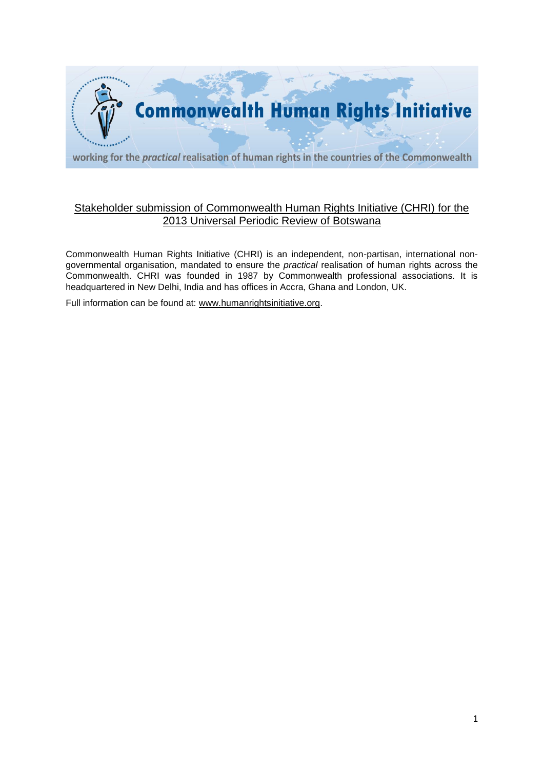# Commonwealth Human Rights Initiative

working for the *practical* realisation of human rights in the countries of the Commonwealth

## Stakeholder submission of Commonwealth Human Rights Initiative (CHRI) for the 2013 Universal Periodic Review of Botswana

Commonwealth Human Rights Initiative (CHRI) is an independent, non-partisan, international non-governmental organisation, mandated to ensure the *practical* realisation of human rights across the Commonwealth. CHRI was founded in 1987 by Commonwealth professional associations. It is headquartered in New Delhi, India and has offices in Accra, Ghana and London, UK.

Full information can be found at: www.humanrightsinitiative.org.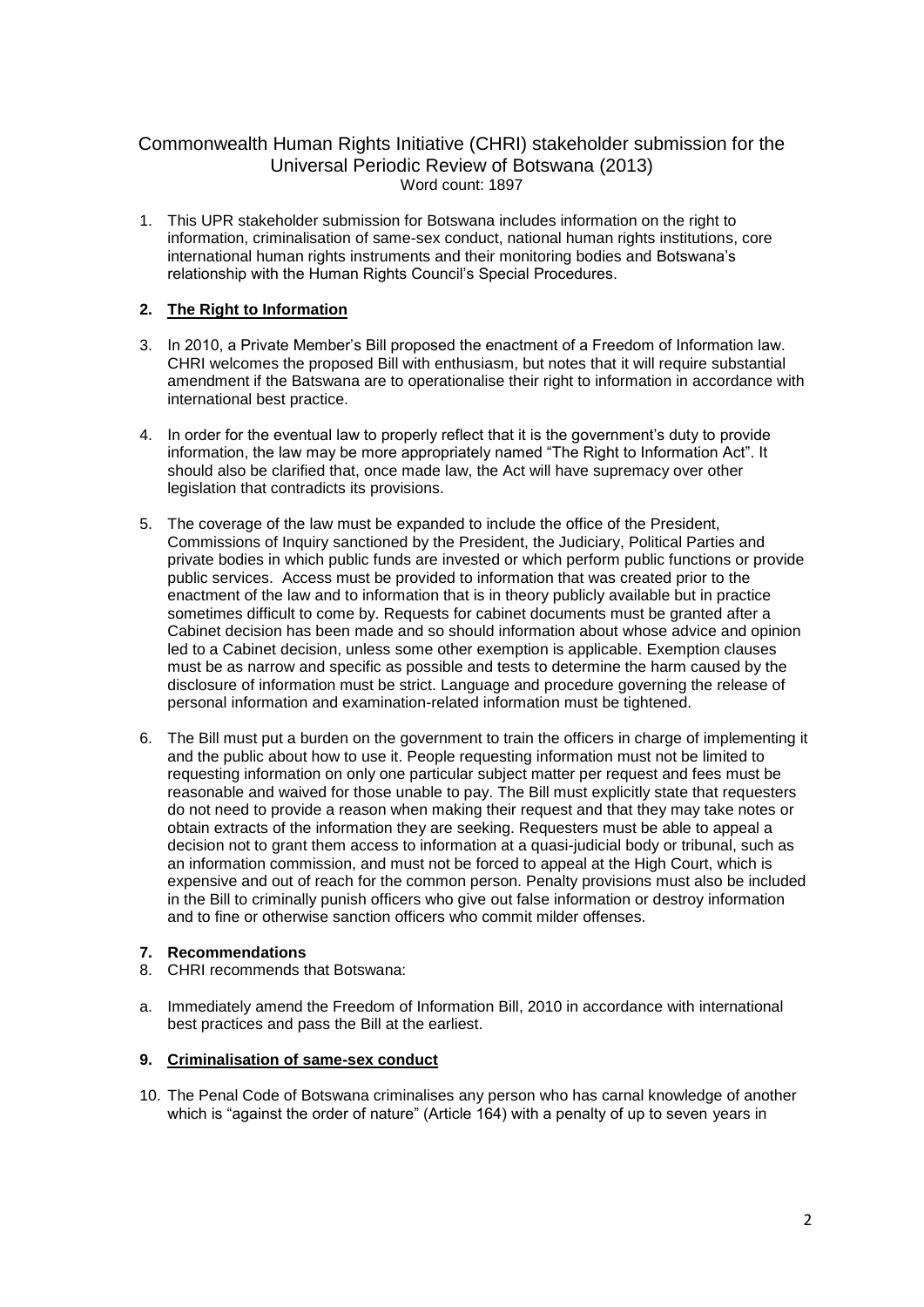Commonwealth Human Rights Initiative (CHRI) stakeholder submission for the Universal Periodic Review of Botswana (2013)
Word count: 1897

1. This UPR stakeholder submission for Botswana includes information on the right to information, criminalisation of same-sex conduct, national human rights institutions, core international human rights instruments and their monitoring bodies and Botswana's relationship with the Human Rights Council's Special Procedures.

**2. The Right to Information**

3. In 2010, a Private Member's Bill proposed the enactment of a Freedom of Information law. CHRI welcomes the proposed Bill with enthusiasm, but notes that it will require substantial amendment if the Batswana are to operationalise their right to information in accordance with international best practice.

4. In order for the eventual law to properly reflect that it is the government's duty to provide information, the law may be more appropriately named "The Right to Information Act". It should also be clarified that, once made law, the Act will have supremacy over other legislation that contradicts its provisions.

5. The coverage of the law must be expanded to include the office of the President, Commissions of Inquiry sanctioned by the President, the Judiciary, Political Parties and private bodies in which public funds are invested or which perform public functions or provide public services. Access must be provided to information that was created prior to the enactment of the law and to information that is in theory publicly available but in practice sometimes difficult to come by. Requests for cabinet documents must be granted after a Cabinet decision has been made and so should information about whose advice and opinion led to a Cabinet decision, unless some other exemption is applicable. Exemption clauses must be as narrow and specific as possible and tests to determine the harm caused by the disclosure of information must be strict. Language and procedure governing the release of personal information and examination-related information must be tightened.

6. The Bill must put a burden on the government to train the officers in charge of implementing it and the public about how to use it. People requesting information must not be limited to requesting information on only one particular subject matter per request and fees must be reasonable and waived for those unable to pay. The Bill must explicitly state that requesters do not need to provide a reason when making their request and that they may take notes or obtain extracts of the information they are seeking. Requesters must be able to appeal a decision not to grant them access to information at a quasi-judicial body or tribunal, such as an information commission, and must not be forced to appeal at the High Court, which is expensive and out of reach for the common person. Penalty provisions must also be included in the Bill to criminally punish officers who give out false information or destroy information and to fine or otherwise sanction officers who commit milder offenses.

**7. Recommendations**

8. CHRI recommends that Botswana:

a. Immediately amend the Freedom of Information Bill, 2010 in accordance with international best practices and pass the Bill at the earliest.

**9. Criminalisation of same-sex conduct**

10. The Penal Code of Botswana criminalises any person who has carnal knowledge of another which is "against the order of nature" (Article 164) with a penalty of up to seven years in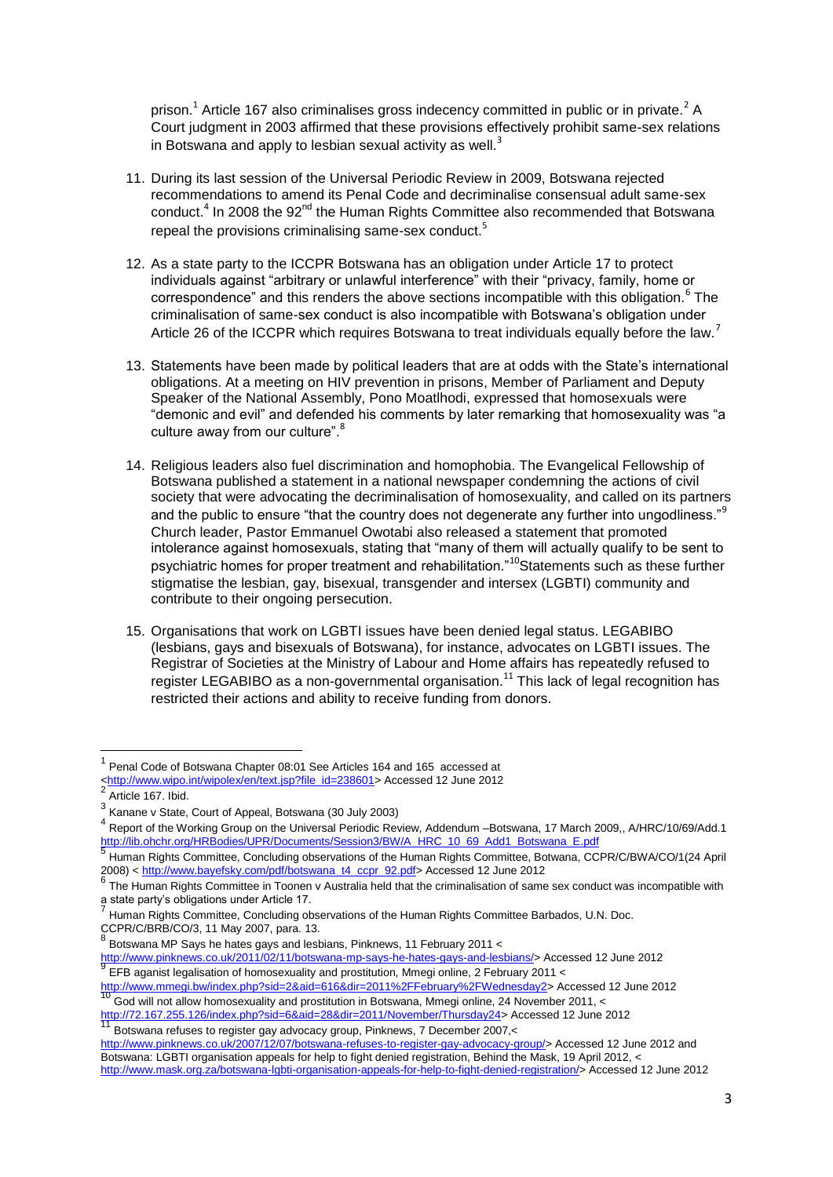prison.[1] Article 167 also criminalises gross indecency committed in public or in private.[2] A Court judgment in 2003 affirmed that these provisions effectively prohibit same-sex relations in Botswana and apply to lesbian sexual activity as well.[3]

11. During its last session of the Universal Periodic Review in 2009, Botswana rejected recommendations to amend its Penal Code and decriminalise consensual adult same-sex conduct.[4] In 2008 the 92nd the Human Rights Committee also recommended that Botswana repeal the provisions criminalising same-sex conduct.[5]

12. As a state party to the ICCPR Botswana has an obligation under Article 17 to protect individuals against "arbitrary or unlawful interference" with their "privacy, family, home or correspondence" and this renders the above sections incompatible with this obligation.[6] The criminalisation of same-sex conduct is also incompatible with Botswana's obligation under Article 26 of the ICCPR which requires Botswana to treat individuals equally before the law.[7]

13. Statements have been made by political leaders that are at odds with the State's international obligations. At a meeting on HIV prevention in prisons, Member of Parliament and Deputy Speaker of the National Assembly, Pono Moatlhodi, expressed that homosexuals were "demonic and evil" and defended his comments by later remarking that homosexuality was "a culture away from our culture".[8]

14. Religious leaders also fuel discrimination and homophobia. The Evangelical Fellowship of Botswana published a statement in a national newspaper condemning the actions of civil society that were advocating the decriminalisation of homosexuality, and called on its partners and the public to ensure "that the country does not degenerate any further into ungodliness."[9] Church leader, Pastor Emmanuel Owotabi also released a statement that promoted intolerance against homosexuals, stating that "many of them will actually qualify to be sent to psychiatric homes for proper treatment and rehabilitation."[10]Statements such as these further stigmatise the lesbian, gay, bisexual, transgender and intersex (LGBTI) community and contribute to their ongoing persecution.

15. Organisations that work on LGBTI issues have been denied legal status. LEGABIBO (lesbians, gays and bisexuals of Botswana), for instance, advocates on LGBTI issues. The Registrar of Societies at the Ministry of Labour and Home affairs has repeatedly refused to register LEGABIBO as a non-governmental organisation.[11] This lack of legal recognition has restricted their actions and ability to receive funding from donors.

---

[1] Penal Code of Botswana Chapter 08:01 See Articles 164 and 165 accessed at <http://www.wipo.int/wipolex/en/text.jsp?file_id=238601> Accessed 12 June 2012

[2] Article 167. Ibid.

[3] Kanane v State, Court of Appeal, Botswana (30 July 2003)

[4] Report of the Working Group on the Universal Periodic Review, Addendum –Botswana, 17 March 2009,, A/HRC/10/69/Add.1 http://lib.ohchr.org/HRBodies/UPR/Documents/Session3/BW/A_HRC_10_69_Add1_Botswana_E.pdf

[5] Human Rights Committee, Concluding observations of the Human Rights Committee, Botwana, CCPR/C/BWA/CO/1(24 April 2008) < http://www.bayefsky.com/pdf/botswana_t4_ccpr_92.pdf> Accessed 12 June 2012

[6] The Human Rights Committee in Toonen v Australia held that the criminalisation of same sex conduct was incompatible with a state party's obligations under Article 17.

[7] Human Rights Committee, Concluding observations of the Human Rights Committee Barbados, U.N. Doc. CCPR/C/BRB/CO/3, 11 May 2007, para. 13.

[8] Botswana MP Says he hates gays and lesbians, Pinknews, 11 February 2011 < http://www.pinknews.co.uk/2011/02/11/botswana-mp-says-he-hates-gays-and-lesbians/> Accessed 12 June 2012

[9] EFB aganist legalisation of homosexuality and prostitution, Mmegi online, 2 February 2011 < http://www.mmegi.bw/index.php?sid=2&aid=616&dir=2011%2FFebruary%2FWednesday2> Accessed 12 June 2012

[10] God will not allow homosexuality and prostitution in Botswana, Mmegi online, 24 November 2011, < http://72.167.255.126/index.php?sid=6&aid=28&dir=2011/November/Thursday24> Accessed 12 June 2012

[11] Botswana refuses to register gay advocacy group, Pinknews, 7 December 2007,< http://www.pinknews.co.uk/2007/12/07/botswana-refuses-to-register-gay-advocacy-group/> Accessed 12 June 2012 and Botswana: LGBTI organisation appeals for help to fight denied registration, Behind the Mask, 19 April 2012, < http://www.mask.org.za/botswana-lgbti-organisation-appeals-for-help-to-fight-denied-registration/> Accessed 12 June 2012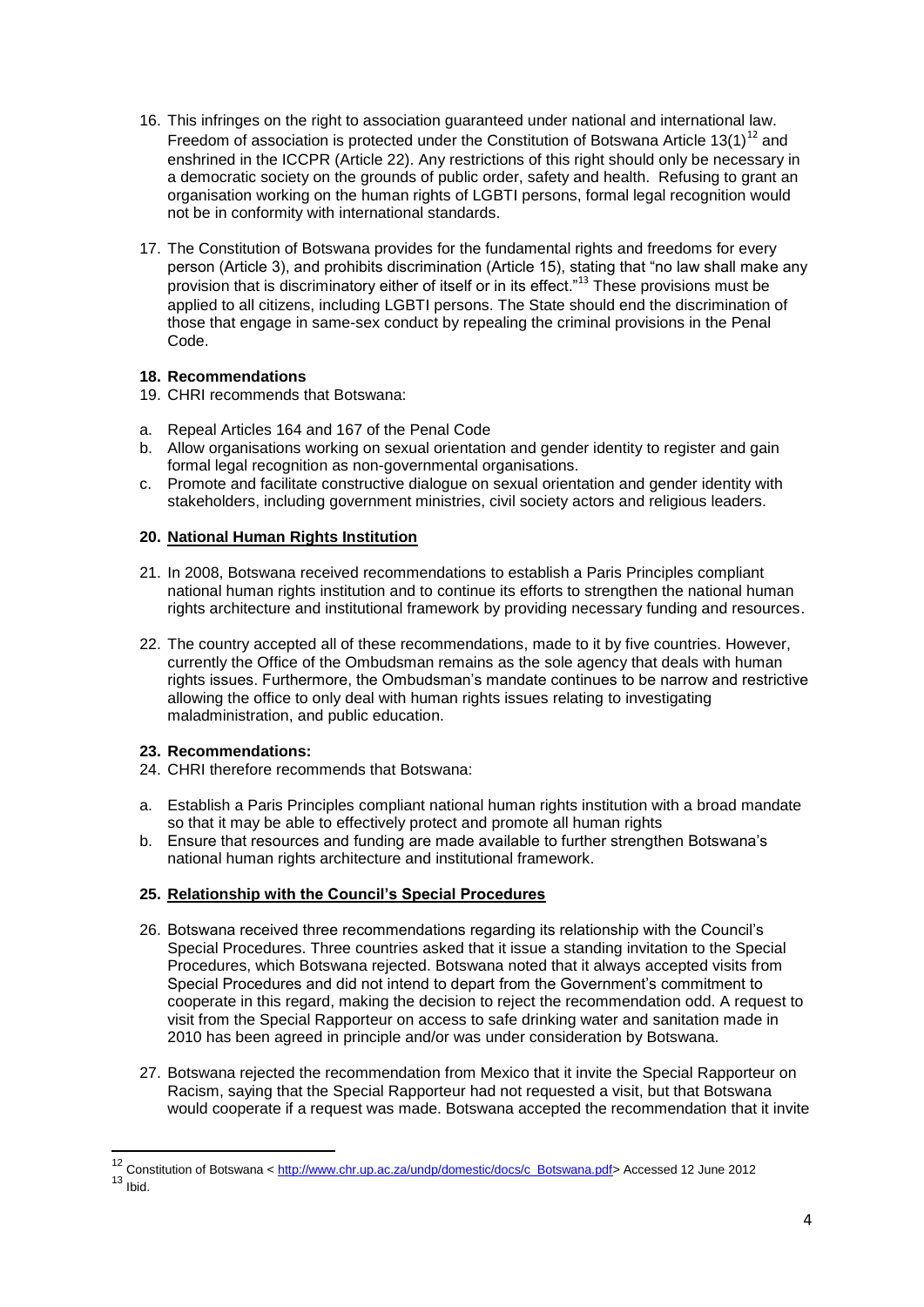16. This infringes on the right to association guaranteed under national and international law. Freedom of association is protected under the Constitution of Botswana Article 13(1)[12] and enshrined in the ICCPR (Article 22). Any restrictions of this right should only be necessary in a democratic society on the grounds of public order, safety and health. Refusing to grant an organisation working on the human rights of LGBTI persons, formal legal recognition would not be in conformity with international standards.

17. The Constitution of Botswana provides for the fundamental rights and freedoms for every person (Article 3), and prohibits discrimination (Article 15), stating that "no law shall make any provision that is discriminatory either of itself or in its effect."[13] These provisions must be applied to all citizens, including LGBTI persons. The State should end the discrimination of those that engage in same-sex conduct by repealing the criminal provisions in the Penal Code.

**18. Recommendations**

19. CHRI recommends that Botswana:

a. Repeal Articles 164 and 167 of the Penal Code
b. Allow organisations working on sexual orientation and gender identity to register and gain formal legal recognition as non-governmental organisations.
c. Promote and facilitate constructive dialogue on sexual orientation and gender identity with stakeholders, including government ministries, civil society actors and religious leaders.

**20. <u>National Human Rights Institution</u>**

21. In 2008, Botswana received recommendations to establish a Paris Principles compliant national human rights institution and to continue its efforts to strengthen the national human rights architecture and institutional framework by providing necessary funding and resources.

22. The country accepted all of these recommendations, made to it by five countries. However, currently the Office of the Ombudsman remains as the sole agency that deals with human rights issues. Furthermore, the Ombudsman's mandate continues to be narrow and restrictive allowing the office to only deal with human rights issues relating to investigating maladministration, and public education.

**23. Recommendations:**

24. CHRI therefore recommends that Botswana:

a. Establish a Paris Principles compliant national human rights institution with a broad mandate so that it may be able to effectively protect and promote all human rights
b. Ensure that resources and funding are made available to further strengthen Botswana's national human rights architecture and institutional framework.

**25. <u>Relationship with the Council's Special Procedures</u>**

26. Botswana received three recommendations regarding its relationship with the Council's Special Procedures. Three countries asked that it issue a standing invitation to the Special Procedures, which Botswana rejected. Botswana noted that it always accepted visits from Special Procedures and did not intend to depart from the Government's commitment to cooperate in this regard, making the decision to reject the recommendation odd. A request to visit from the Special Rapporteur on access to safe drinking water and sanitation made in 2010 has been agreed in principle and/or was under consideration by Botswana.

27. Botswana rejected the recommendation from Mexico that it invite the Special Rapporteur on Racism, saying that the Special Rapporteur had not requested a visit, but that Botswana would cooperate if a request was made. Botswana accepted the recommendation that it invite

---

[12] Constitution of Botswana < http://www.chr.up.ac.za/undp/domestic/docs/c_Botswana.pdf> Accessed 12 June 2012
[13] Ibid.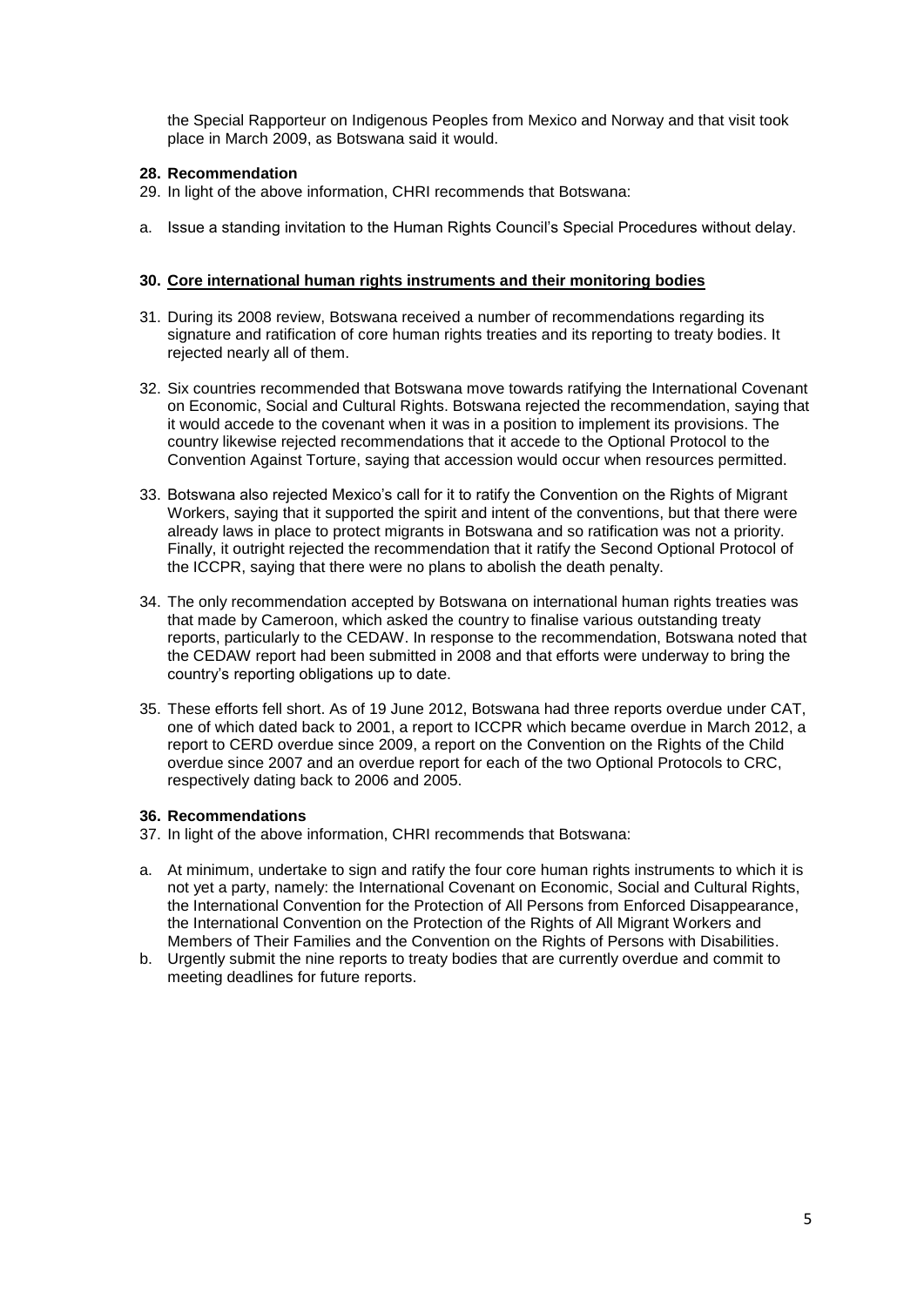the Special Rapporteur on Indigenous Peoples from Mexico and Norway and that visit took place in March 2009, as Botswana said it would.

**28. Recommendation**

29. In light of the above information, CHRI recommends that Botswana:

a. Issue a standing invitation to the Human Rights Council's Special Procedures without delay.

**30. Core international human rights instruments and their monitoring bodies**

31. During its 2008 review, Botswana received a number of recommendations regarding its signature and ratification of core human rights treaties and its reporting to treaty bodies. It rejected nearly all of them.

32. Six countries recommended that Botswana move towards ratifying the International Covenant on Economic, Social and Cultural Rights. Botswana rejected the recommendation, saying that it would accede to the covenant when it was in a position to implement its provisions. The country likewise rejected recommendations that it accede to the Optional Protocol to the Convention Against Torture, saying that accession would occur when resources permitted.

33. Botswana also rejected Mexico's call for it to ratify the Convention on the Rights of Migrant Workers, saying that it supported the spirit and intent of the conventions, but that there were already laws in place to protect migrants in Botswana and so ratification was not a priority. Finally, it outright rejected the recommendation that it ratify the Second Optional Protocol of the ICCPR, saying that there were no plans to abolish the death penalty.

34. The only recommendation accepted by Botswana on international human rights treaties was that made by Cameroon, which asked the country to finalise various outstanding treaty reports, particularly to the CEDAW. In response to the recommendation, Botswana noted that the CEDAW report had been submitted in 2008 and that efforts were underway to bring the country's reporting obligations up to date.

35. These efforts fell short. As of 19 June 2012, Botswana had three reports overdue under CAT, one of which dated back to 2001, a report to ICCPR which became overdue in March 2012, a report to CERD overdue since 2009, a report on the Convention on the Rights of the Child overdue since 2007 and an overdue report for each of the two Optional Protocols to CRC, respectively dating back to 2006 and 2005.

**36. Recommendations**

37. In light of the above information, CHRI recommends that Botswana:

a. At minimum, undertake to sign and ratify the four core human rights instruments to which it is not yet a party, namely: the International Covenant on Economic, Social and Cultural Rights, the International Convention for the Protection of All Persons from Enforced Disappearance, the International Convention on the Protection of the Rights of All Migrant Workers and Members of Their Families and the Convention on the Rights of Persons with Disabilities.

b. Urgently submit the nine reports to treaty bodies that are currently overdue and commit to meeting deadlines for future reports.